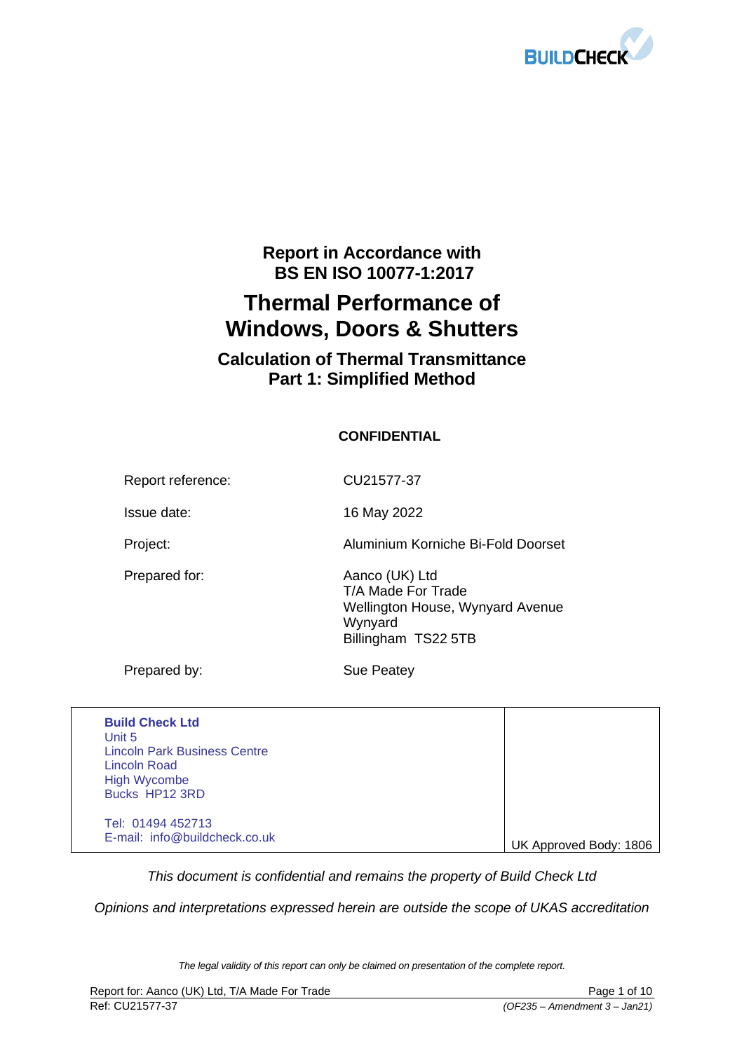BUILDCHECK

## Report in Accordance with BS EN ISO 10077-1:2017

# Thermal Performance of Windows, Doors & Shutters

## Calculation of Thermal Transmittance Part 1: Simplified Method

**CONFIDENTIAL**

| | |
|---|---|
| Report reference: | CU21577-37 |
| Issue date: | 16 May 2022 |
| Project: | Aluminium Korniche Bi-Fold Doorset |
| Prepared for: | Aanco (UK) Ltd<br>T/A Made For Trade<br>Wellington House, Wynyard Avenue<br>Wynyard<br>Billingham TS22 5TB |
| Prepared by: | Sue Peatey |

| | |
|---|---|
| **Build Check Ltd**<br>Unit 5<br>Lincoln Park Business Centre<br>Lincoln Road<br>High Wycombe<br>Bucks HP12 3RD<br><br>Tel: 01494 452713<br>E-mail: info@buildcheck.co.uk | UK Approved Body: 1806 |

*This document is confidential and remains the property of Build Check Ltd*

*Opinions and interpretations expressed herein are outside the scope of UKAS accreditation*

*The legal validity of this report can only be claimed on presentation of the complete report.*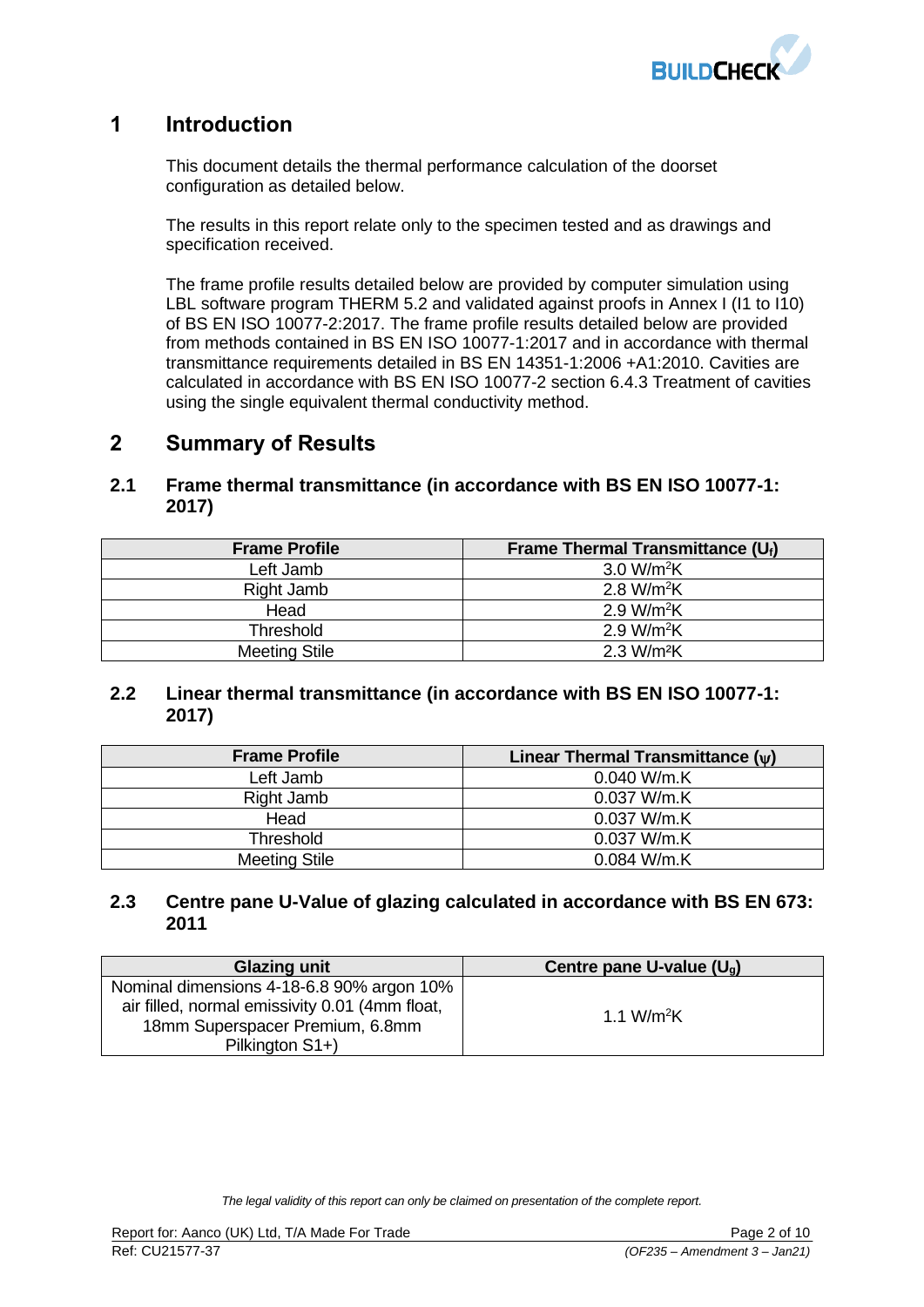# 1 Introduction

This document details the thermal performance calculation of the doorset configuration as detailed below.

The results in this report relate only to the specimen tested and as drawings and specification received.

The frame profile results detailed below are provided by computer simulation using LBL software program THERM 5.2 and validated against proofs in Annex I (I1 to I10) of BS EN ISO 10077-2:2017. The frame profile results detailed below are provided from methods contained in BS EN ISO 10077-1:2017 and in accordance with thermal transmittance requirements detailed in BS EN 14351-1:2006 +A1:2010. Cavities are calculated in accordance with BS EN ISO 10077-2 section 6.4.3 Treatment of cavities using the single equivalent thermal conductivity method.

# 2 Summary of Results

## 2.1 Frame thermal transmittance (in accordance with BS EN ISO 10077-1: 2017)

| Frame Profile | Frame Thermal Transmittance ($U_f$) |
|---|---|
| Left Jamb | 3.0 W/m²K |
| Right Jamb | 2.8 W/m²K |
| Head | 2.9 W/m²K |
| Threshold | 2.9 W/m²K |
| Meeting Stile | 2.3 W/m²K |

## 2.2 Linear thermal transmittance (in accordance with BS EN ISO 10077-1: 2017)

| Frame Profile | Linear Thermal Transmittance ($\psi$) |
|---|---|
| Left Jamb | 0.040 W/m.K |
| Right Jamb | 0.037 W/m.K |
| Head | 0.037 W/m.K |
| Threshold | 0.037 W/m.K |
| Meeting Stile | 0.084 W/m.K |

## 2.3 Centre pane U-Value of glazing calculated in accordance with BS EN 673: 2011

| Glazing unit | Centre pane U-value ($U_g$) |
|---|---|
| Nominal dimensions 4-18-6.8 90% argon 10% air filled, normal emissivity 0.01 (4mm float, 18mm Superspacer Premium, 6.8mm Pilkington S1+) | 1.1 W/m²K |

*The legal validity of this report can only be claimed on presentation of the complete report.*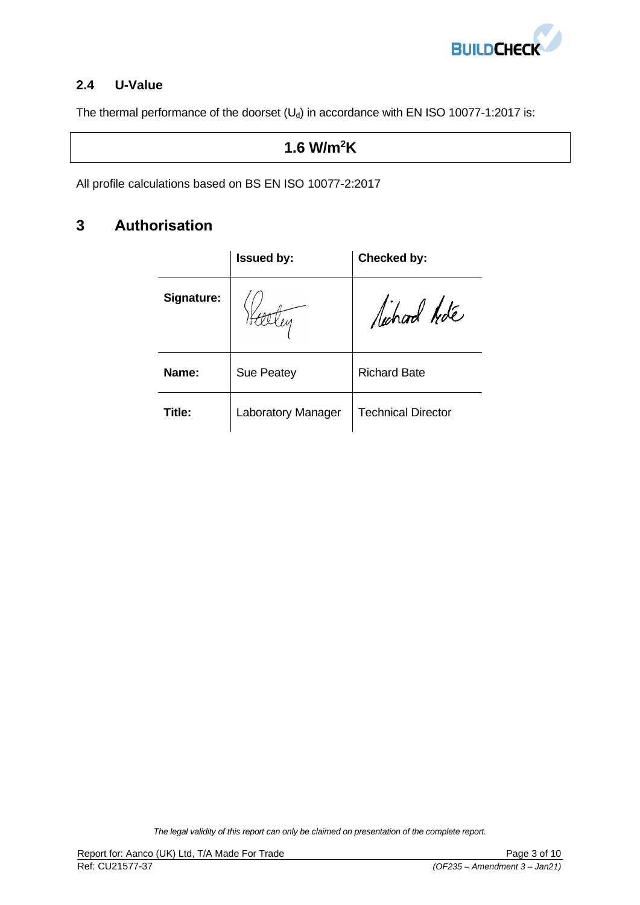### 2.4 U-Value

The thermal performance of the doorset ($U_d$) in accordance with EN ISO 10077-1:2017 is:

| **1.6 W/m$^2$K** |
|---|

All profile calculations based on BS EN ISO 10077-2:2017

## 3 Authorisation

| | **Issued by:** | **Checked by:** |
|---|---|---|
| **Signature:** | | |
| **Name:** | Sue Peatey | Richard Bate |
| **Title:** | Laboratory Manager | Technical Director |

*The legal validity of this report can only be claimed on presentation of the complete report.*

Report for: Aanco (UK) Ltd, T/A Made For Trade
Ref: CU21577-37
*(OF235 – Amendment 3 – Jan21)*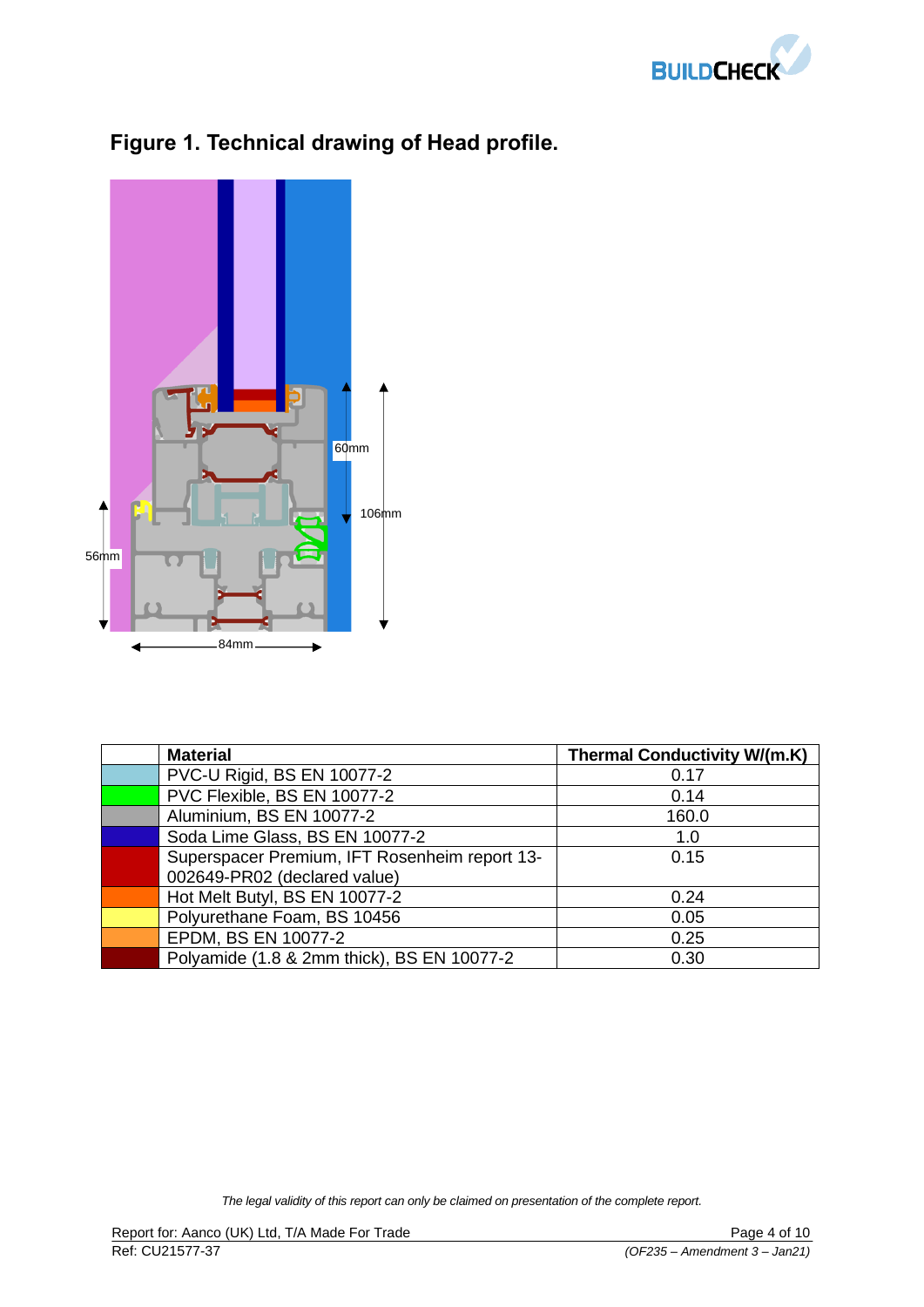## Figure 1. Technical drawing of Head profile.

60mm

106mm

56mm

84mm

| | Material | Thermal Conductivity W/(m.K) |
|---|---|---|
| | PVC-U Rigid, BS EN 10077-2 | 0.17 |
| | PVC Flexible, BS EN 10077-2 | 0.14 |
| | Aluminium, BS EN 10077-2 | 160.0 |
| | Soda Lime Glass, BS EN 10077-2 | 1.0 |
| | Superspacer Premium, IFT Rosenheim report 13-002649-PR02 (declared value) | 0.15 |
| | Hot Melt Butyl, BS EN 10077-2 | 0.24 |
| | Polyurethane Foam, BS 10456 | 0.05 |
| | EPDM, BS EN 10077-2 | 0.25 |
| | Polyamide (1.8 & 2mm thick), BS EN 10077-2 | 0.30 |

*The legal validity of this report can only be claimed on presentation of the complete report.*

Report for: Aanco (UK) Ltd, T/A Made For Trade
Ref: CU21577-37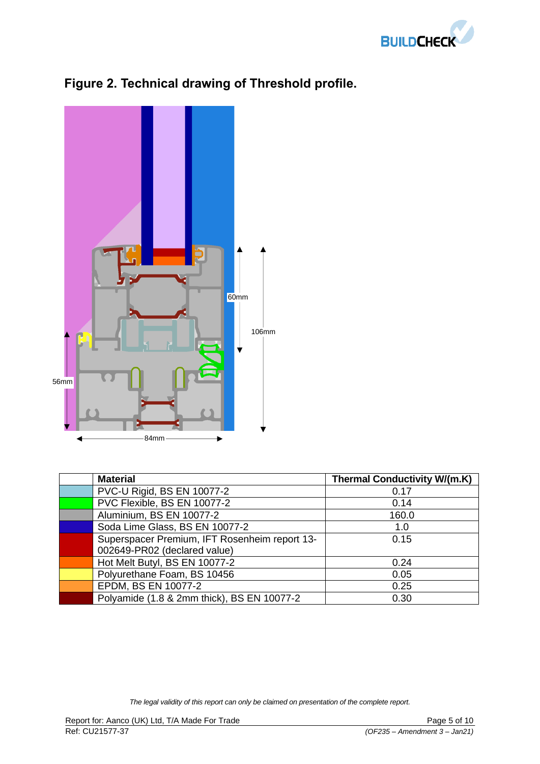## Figure 2. Technical drawing of Threshold profile.

| | Material | Thermal Conductivity W/(m.K) |
|---|---|---|
| | PVC-U Rigid, BS EN 10077-2 | 0.17 |
| | PVC Flexible, BS EN 10077-2 | 0.14 |
| | Aluminium, BS EN 10077-2 | 160.0 |
| | Soda Lime Glass, BS EN 10077-2 | 1.0 |
| | Superspacer Premium, IFT Rosenheim report 13-002649-PR02 (declared value) | 0.15 |
| | Hot Melt Butyl, BS EN 10077-2 | 0.24 |
| | Polyurethane Foam, BS 10456 | 0.05 |
| | EPDM, BS EN 10077-2 | 0.25 |
| | Polyamide (1.8 & 2mm thick), BS EN 10077-2 | 0.30 |

*The legal validity of this report can only be claimed on presentation of the complete report.*

Report for: Aanco (UK) Ltd, T/A Made For Trade
Ref: CU21577-37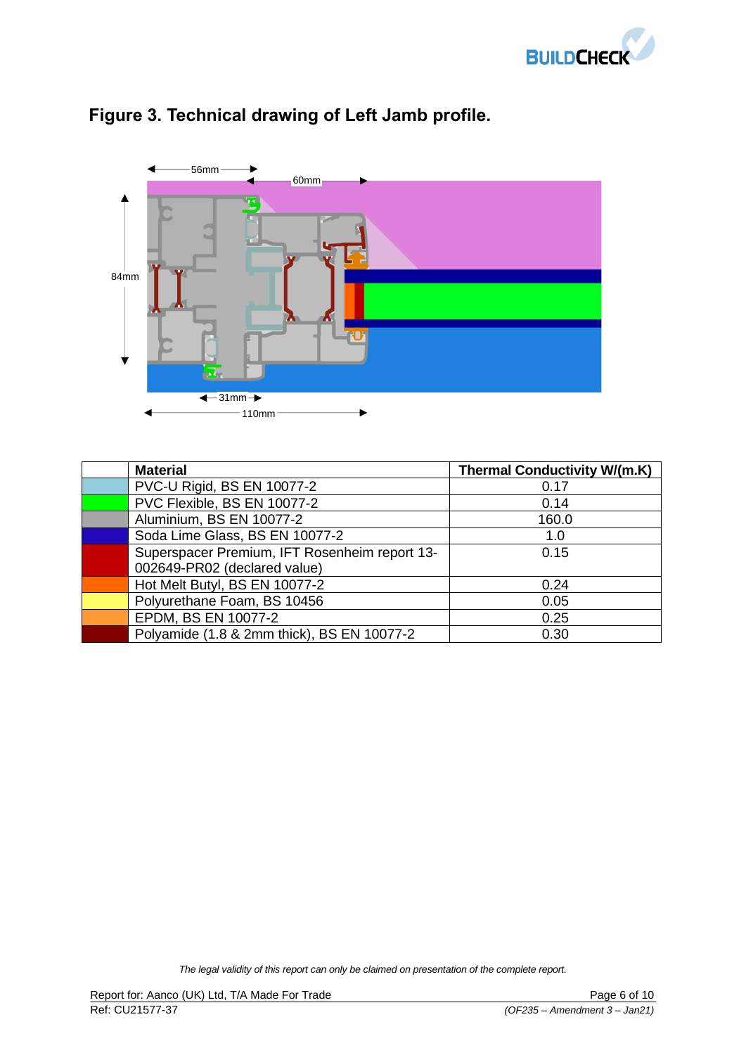# Figure 3. Technical drawing of Left Jamb profile.

56mm

60mm

84mm

31mm

110mm

| | Material | Thermal Conductivity W/(m.K) |
|---|---|---|
| | PVC-U Rigid, BS EN 10077-2 | 0.17 |
| | PVC Flexible, BS EN 10077-2 | 0.14 |
| | Aluminium, BS EN 10077-2 | 160.0 |
| | Soda Lime Glass, BS EN 10077-2 | 1.0 |
| | Superspacer Premium, IFT Rosenheim report 13-002649-PR02 (declared value) | 0.15 |
| | Hot Melt Butyl, BS EN 10077-2 | 0.24 |
| | Polyurethane Foam, BS 10456 | 0.05 |
| | EPDM, BS EN 10077-2 | 0.25 |
| | Polyamide (1.8 & 2mm thick), BS EN 10077-2 | 0.30 |

*The legal validity of this report can only be claimed on presentation of the complete report.*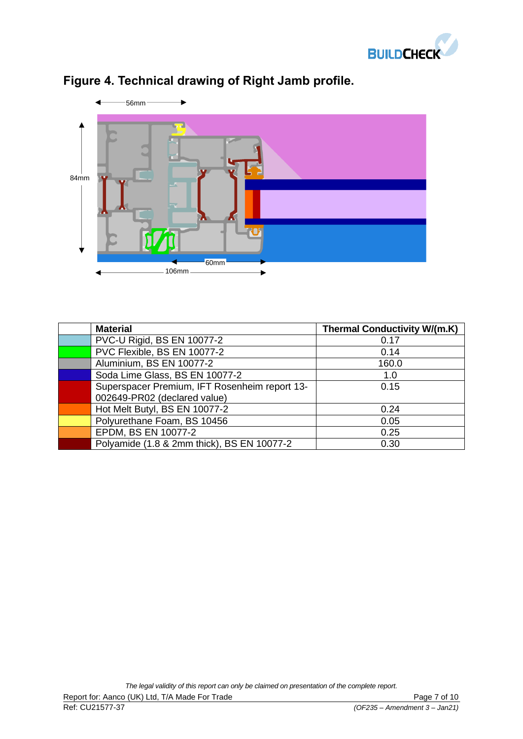## Figure 4. Technical drawing of Right Jamb profile.

| | Material | Thermal Conductivity W/(m.K) |
|---|---|---|
| | PVC-U Rigid, BS EN 10077-2 | 0.17 |
| | PVC Flexible, BS EN 10077-2 | 0.14 |
| | Aluminium, BS EN 10077-2 | 160.0 |
| | Soda Lime Glass, BS EN 10077-2 | 1.0 |
| | Superspacer Premium, IFT Rosenheim report 13-002649-PR02 (declared value) | 0.15 |
| | Hot Melt Butyl, BS EN 10077-2 | 0.24 |
| | Polyurethane Foam, BS 10456 | 0.05 |
| | EPDM, BS EN 10077-2 | 0.25 |
| | Polyamide (1.8 & 2mm thick), BS EN 10077-2 | 0.30 |

*The legal validity of this report can only be claimed on presentation of the complete report.*

Report for: Aanco (UK) Ltd, T/A Made For Trade

Ref: CU21577-37

*(OF235 – Amendment 3 – Jan21)*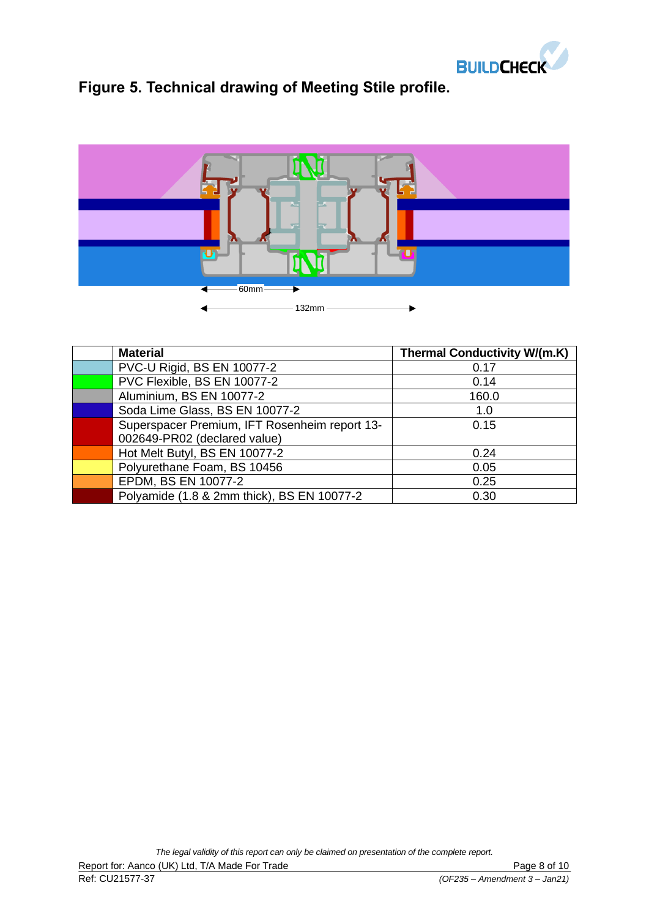# Figure 5. Technical drawing of Meeting Stile profile.

60mm

132mm

| | Material | Thermal Conductivity W/(m.K) |
|---|---|---|
| | PVC-U Rigid, BS EN 10077-2 | 0.17 |
| | PVC Flexible, BS EN 10077-2 | 0.14 |
| | Aluminium, BS EN 10077-2 | 160.0 |
| | Soda Lime Glass, BS EN 10077-2 | 1.0 |
| | Superspacer Premium, IFT Rosenheim report 13-002649-PR02 (declared value) | 0.15 |
| | Hot Melt Butyl, BS EN 10077-2 | 0.24 |
| | Polyurethane Foam, BS 10456 | 0.05 |
| | EPDM, BS EN 10077-2 | 0.25 |
| | Polyamide (1.8 & 2mm thick), BS EN 10077-2 | 0.30 |

*The legal validity of this report can only be claimed on presentation of the complete report.*

Report for: Aanco (UK) Ltd, T/A Made For Trade

Ref: CU21577-37

*(OF235 – Amendment 3 – Jan21)*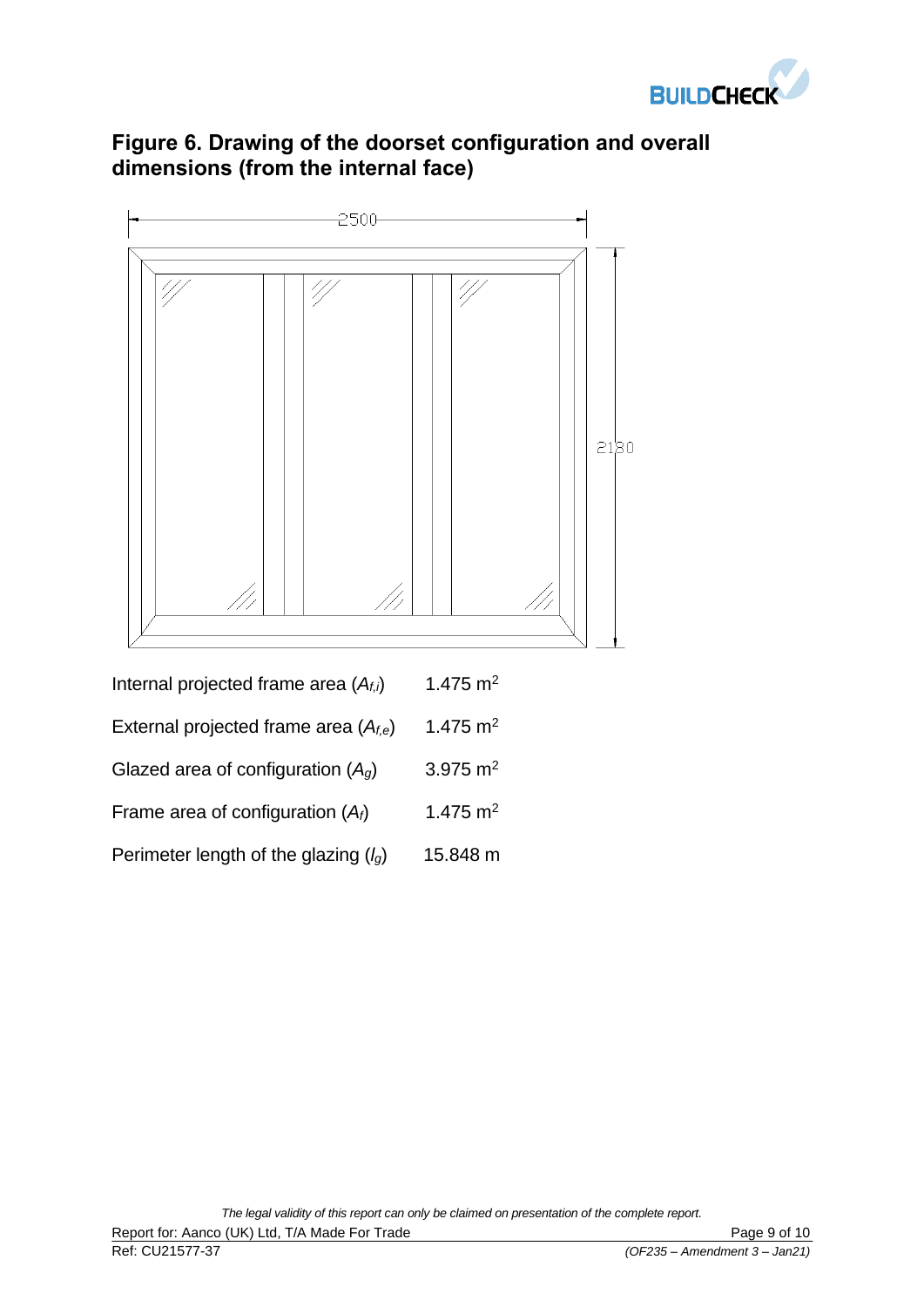## Figure 6. Drawing of the doorset configuration and overall dimensions (from the internal face)

2500

2180

| | |
|---|---|
| Internal projected frame area ($A_{f,i}$) | 1.475 $m^2$ |
| External projected frame area ($A_{f,e}$) | 1.475 $m^2$ |
| Glazed area of configuration ($A_g$) | 3.975 $m^2$ |
| Frame area of configuration ($A_f$) | 1.475 $m^2$ |
| Perimeter length of the glazing ($l_g$) | 15.848 m |

*The legal validity of this report can only be claimed on presentation of the complete report.*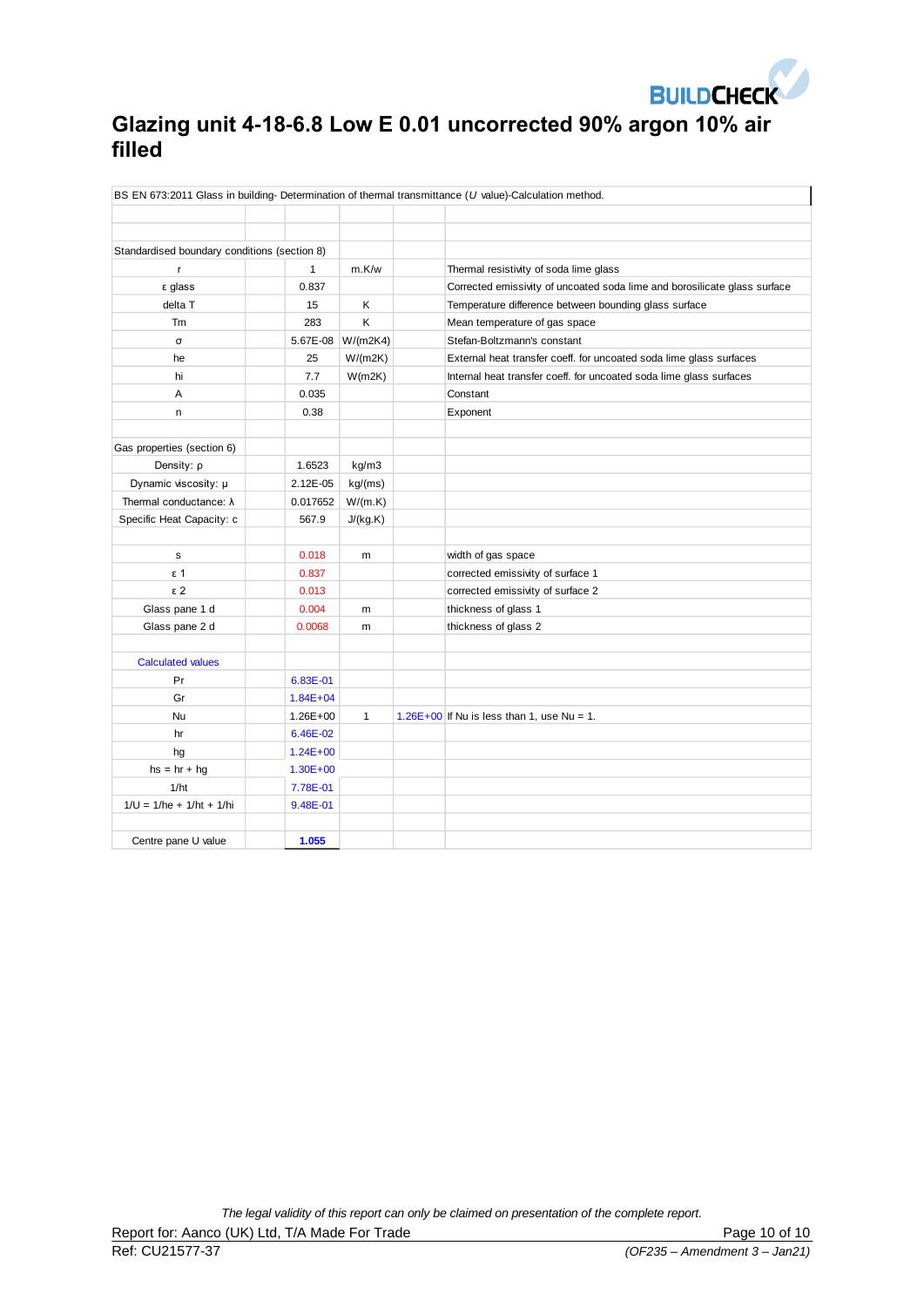# Glazing unit 4-18-6.8 Low E 0.01 uncorrected 90% argon 10% air filled

| BS EN 673:2011 Glass in building- Determination of thermal transmittance (*U* value)-Calculation method. | | | | |
|---|---|---|---|---|
| | | | | |
| | | | | |
| Standardised boundary conditions (section 8) | | | | |
| r | 1 | m.K/w | | Thermal resistivity of soda lime glass |
| ε glass | 0.837 | | | Corrected emissivity of uncoated soda lime and borosilicate glass surface |
| delta T | 15 | K | | Temperature difference between bounding glass surface |
| Tm | 283 | K | | Mean temperature of gas space |
| σ | 5.67E-08 | W/(m2K4) | | Stefan-Boltzmann's constant |
| he | 25 | W/(m2K) | | External heat transfer coeff. for uncoated soda lime glass surfaces |
| hi | 7.7 | W(m2K) | | Internal heat transfer coeff. for uncoated soda lime glass surfaces |
| A | 0.035 | | | Constant |
| n | 0.38 | | | Exponent |
| | | | | |
| Gas properties (section 6) | | | | |
| Density: ρ | 1.6523 | kg/m3 | | |
| Dynamic viscosity: μ | 2.12E-05 | kg/(ms) | | |
| Thermal conductance: λ | 0.017652 | W/(m.K) | | |
| Specific Heat Capacity: c | 567.9 | J/(kg.K) | | |
| | | | | |
| s | 0.018 | m | | width of gas space |
| ε 1 | 0.837 | | | corrected emissivity of surface 1 |
| ε 2 | 0.013 | | | corrected emissivity of surface 2 |
| Glass pane 1 d | 0.004 | m | | thickness of glass 1 |
| Glass pane 2 d | 0.0068 | m | | thickness of glass 2 |
| | | | | |
| Calculated values | | | | |
| Pr | 6.83E-01 | | | |
| Gr | 1.84E+04 | | | |
| Nu | 1.26E+00 | 1 | 1.26E+00 | If Nu is less than 1, use Nu = 1. |
| hr | 6.46E-02 | | | |
| hg | 1.24E+00 | | | |
| hs = hr + hg | 1.30E+00 | | | |
| 1/ht | 7.78E-01 | | | |
| 1/U = 1/he + 1/ht + 1/hi | 9.48E-01 | | | |
| | | | | |
| Centre pane U value | **1.055** | | | |

*The legal validity of this report can only be claimed on presentation of the complete report.*

Report for: Aanco (UK) Ltd, T/A Made For Trade

Ref: CU21577-37

*(OF235 – Amendment 3 – Jan21)*